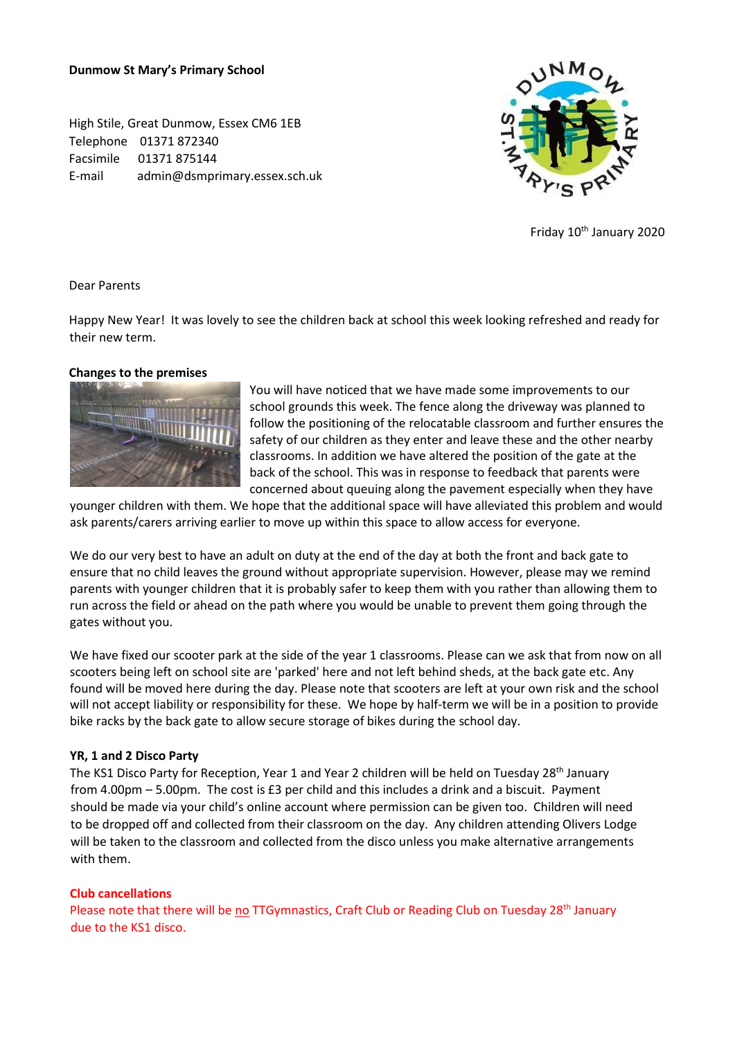**Dunmow St Mary's Primary School**

High Stile, Great Dunmow, Essex CM6 1EB
Telephone 01371 872340
Facsimile 01371 875144
E-mail admin@dsmprimary.essex.sch.uk

Friday 10th January 2020

Dear Parents

Happy New Year! It was lovely to see the children back at school this week looking refreshed and ready for their new term.

**Changes to the premises**

You will have noticed that we have made some improvements to our school grounds this week. The fence along the driveway was planned to follow the positioning of the relocatable classroom and further ensures the safety of our children as they enter and leave these and the other nearby classrooms. In addition we have altered the position of the gate at the back of the school. This was in response to feedback that parents were concerned about queuing along the pavement especially when they have younger children with them. We hope that the additional space will have alleviated this problem and would ask parents/carers arriving earlier to move up within this space to allow access for everyone.

We do our very best to have an adult on duty at the end of the day at both the front and back gate to ensure that no child leaves the ground without appropriate supervision. However, please may we remind parents with younger children that it is probably safer to keep them with you rather than allowing them to run across the field or ahead on the path where you would be unable to prevent them going through the gates without you.

We have fixed our scooter park at the side of the year 1 classrooms. Please can we ask that from now on all scooters being left on school site are 'parked' here and not left behind sheds, at the back gate etc. Any found will be moved here during the day. Please note that scooters are left at your own risk and the school will not accept liability or responsibility for these. We hope by half-term we will be in a position to provide bike racks by the back gate to allow secure storage of bikes during the school day.

**YR, 1 and 2 Disco Party**

The KS1 Disco Party for Reception, Year 1 and Year 2 children will be held on Tuesday 28th January from 4.00pm – 5.00pm. The cost is £3 per child and this includes a drink and a biscuit. Payment should be made via your child's online account where permission can be given too. Children will need to be dropped off and collected from their classroom on the day. Any children attending Olivers Lodge will be taken to the classroom and collected from the disco unless you make alternative arrangements with them.

**Club cancellations**

Please note that there will be no TTGymnastics, Craft Club or Reading Club on Tuesday 28th January due to the KS1 disco.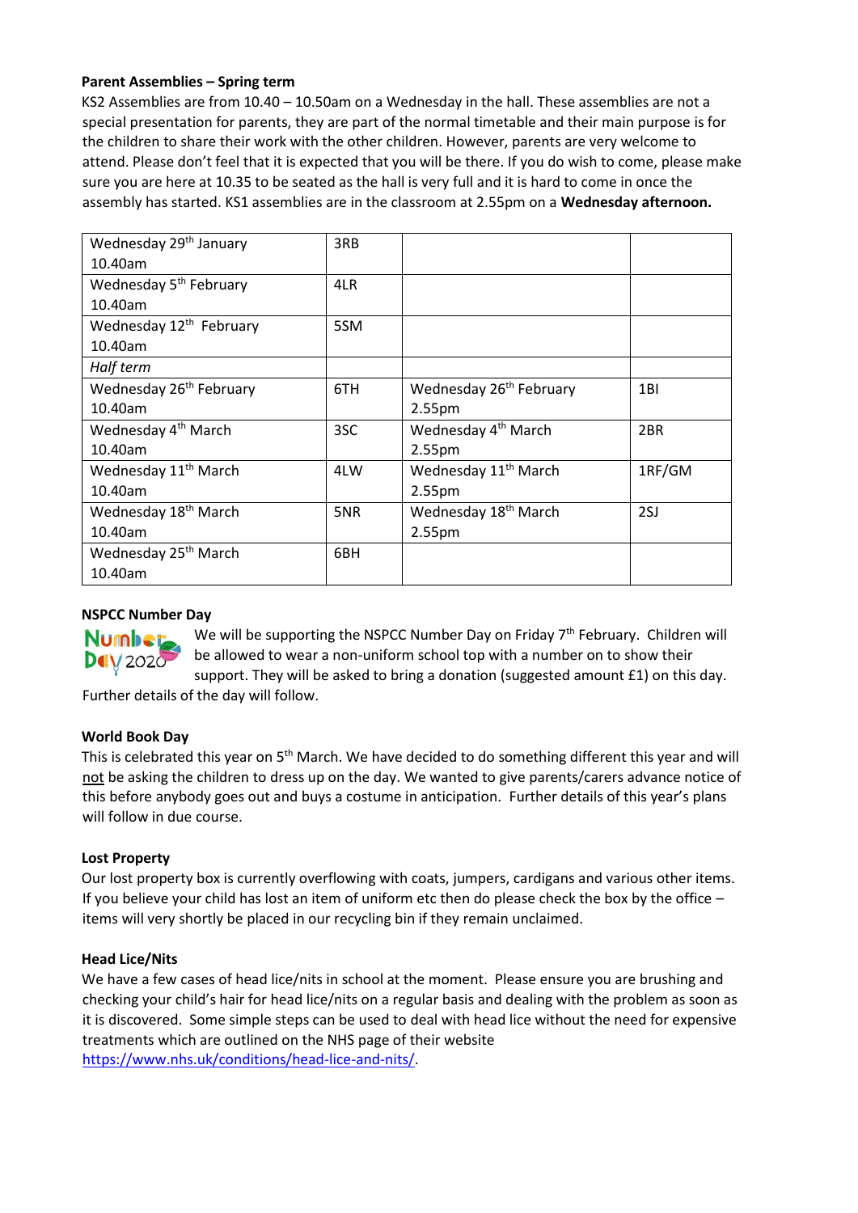**Parent Assemblies – Spring term**

KS2 Assemblies are from 10.40 – 10.50am on a Wednesday in the hall. These assemblies are not a special presentation for parents, they are part of the normal timetable and their main purpose is for the children to share their work with the other children. However, parents are very welcome to attend. Please don't feel that it is expected that you will be there. If you do wish to come, please make sure you are here at 10.35 to be seated as the hall is very full and it is hard to come in once the assembly has started. KS1 assemblies are in the classroom at 2.55pm on a **Wednesday afternoon.**

| | | | |
|---|---|---|---|
| Wednesday 29th January 10.40am | 3RB | | |
| Wednesday 5th February 10.40am | 4LR | | |
| Wednesday 12th February 10.40am | 5SM | | |
| *Half term* | | | |
| Wednesday 26th February 10.40am | 6TH | Wednesday 26th February 2.55pm | 1BI |
| Wednesday 4th March 10.40am | 3SC | Wednesday 4th March 2.55pm | 2BR |
| Wednesday 11th March 10.40am | 4LW | Wednesday 11th March 2.55pm | 1RF/GM |
| Wednesday 18th March 10.40am | 5NR | Wednesday 18th March 2.55pm | 2SJ |
| Wednesday 25th March 10.40am | 6BH | | |

**NSPCC Number Day**

Number Day 2020

We will be supporting the NSPCC Number Day on Friday 7th February. Children will be allowed to wear a non-uniform school top with a number on to show their support. They will be asked to bring a donation (suggested amount £1) on this day. Further details of the day will follow.

**World Book Day**

This is celebrated this year on 5th March. We have decided to do something different this year and will not be asking the children to dress up on the day. We wanted to give parents/carers advance notice of this before anybody goes out and buys a costume in anticipation. Further details of this year's plans will follow in due course.

**Lost Property**

Our lost property box is currently overflowing with coats, jumpers, cardigans and various other items. If you believe your child has lost an item of uniform etc then do please check the box by the office – items will very shortly be placed in our recycling bin if they remain unclaimed.

**Head Lice/Nits**

We have a few cases of head lice/nits in school at the moment. Please ensure you are brushing and checking your child's hair for head lice/nits on a regular basis and dealing with the problem as soon as it is discovered. Some simple steps can be used to deal with head lice without the need for expensive treatments which are outlined on the NHS page of their website https://www.nhs.uk/conditions/head-lice-and-nits/.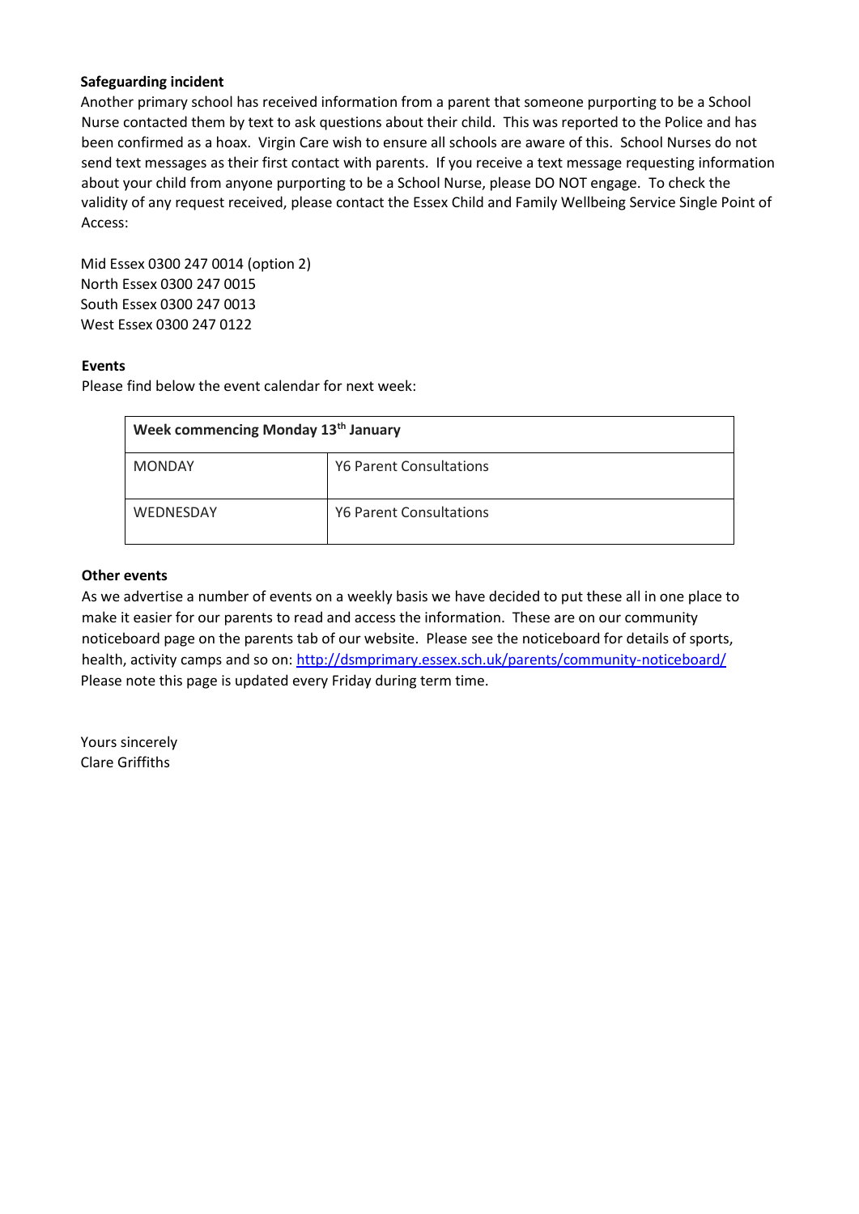**Safeguarding incident**

Another primary school has received information from a parent that someone purporting to be a School Nurse contacted them by text to ask questions about their child. This was reported to the Police and has been confirmed as a hoax. Virgin Care wish to ensure all schools are aware of this. School Nurses do not send text messages as their first contact with parents. If you receive a text message requesting information about your child from anyone purporting to be a School Nurse, please DO NOT engage. To check the validity of any request received, please contact the Essex Child and Family Wellbeing Service Single Point of Access:

Mid Essex 0300 247 0014 (option 2)
North Essex 0300 247 0015
South Essex 0300 247 0013
West Essex 0300 247 0122

**Events**

Please find below the event calendar for next week:

| **Week commencing Monday 13th January** | |
|---|---|
| MONDAY | Y6 Parent Consultations |
| WEDNESDAY | Y6 Parent Consultations |

**Other events**

As we advertise a number of events on a weekly basis we have decided to put these all in one place to make it easier for our parents to read and access the information. These are on our community noticeboard page on the parents tab of our website. Please see the noticeboard for details of sports, health, activity camps and so on: http://dsmprimary.essex.sch.uk/parents/community-noticeboard/
Please note this page is updated every Friday during term time.

Yours sincerely
Clare Griffiths